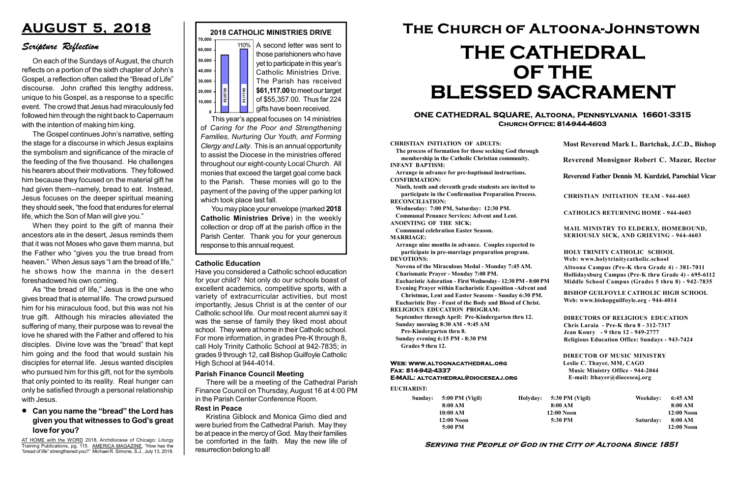# AUGUST 5, 2018

## *Scripture Reflection*

On each of the Sundays of August, the church reflects on a portion of the sixth chapter of John's Gospel, a reflection often called the "Bread of Life" discourse. John crafted this lengthy address, unique to his Gospel, as a response to a specific event. The crowd that Jesus had miraculously fed followed him through the night back to Capernaum with the intention of making him king.

The Gospel continues John's narrative, setting the stage for a discourse in which Jesus explains the symbolism and significance of the miracle of the feeding of the five thousand. He challenges his hearers about their motivations. They followed him because they focused on the material gift he had given them--namely, bread to eat. Instead, Jesus focuses on the deeper spiritual meaning they should seek, "the food that endures for eternal life, which the Son of Man will give you."

When they point to the gift of manna their ancestors ate in the desert, Jesus reminds them that it was not Moses who gave them manna, but the Father who "gives you the true bread from heaven." When Jesus says "I am the bread of life," he shows how the manna in the desert foreshadowed his own coming.

As "the bread of life," Jesus is the one who gives bread that is eternal life. The crowd pursued him for his miraculous food, but this was not his true gift. Although his miracles alleviated the suffering of many, their purpose was to reveal the love he shared with the Father and offered to his disciples. Divine love was the "bread" that kept him going and the food that would sustain his disciples for eternal life. Jesus wanted disciples who pursued him for this gift, not for the symbols that only pointed to its reality. Real hunger can only be satisfied through a personal relationship with Jesus.

- **Can you name the "bread" the Lord has given you that witnesses to God's great love for you?**

AT HOME with the WORD 2018, Archdiocese of Chicago: Liturgy Training Publications, pg. 115. AMERICA MAGAZINE. "How has the "bread of life" strengthened you?" Michael R. Simone, S.J., July 13, 2018.

## 2018 CATHOLIC MINISTRIES DRIVE

| Target | Received |
|---|---|
| 55357.00 | 61117.00 (110%) |

A second letter was sent to those parishioners who have yet to participate in this year's Catholic Ministries Drive. The Parish has received **$61,117.00** to meet our target of $55,357.00. Thus far 224 gifts have been received.

This year's appeal focuses on 14 ministries of *Caring for the Poor and Strengthening Families, Nurturing Our Youth, and Forming Clergy and Laity*. This is an annual opportunity to assist the Diocese in the ministries offered throughout our eight-county Local Church. All monies that exceed the target goal come back to the Parish. These monies will go to the payment of the paving of the upper parking lot which took place last fall.

You may place your envelope (marked **2018 Catholic Ministries Drive**) in the weekly collection or drop off at the parish office in the Parish Center. Thank you for your generous response to this annual request.

### Catholic Education

Have you considered a Catholic school education for your child? Not only do our schools boast of excellent academics, competitive sports, with a variety of extracurricular activities, but most importantly, Jesus Christ is at the center of our Catholic school life. Our most recent alumni say it was the sense of family they liked most about school. They were at home in their Catholic school. For more information, in grades Pre-K through 8, call Holy Trinity Catholic School at 942-7835; in grades 9 through 12, call Bishop Guilfoyle Catholic High School at 944-4014.

### Parish Finance Council Meeting

There will be a meeting of the Cathedral Parish Finance Council on Thursday, August 16 at 4:00 PM in the Parish Center Conference Room.

### Rest in Peace

Kristina Giblock and Monica Gimo died and were buried from the Cathedral Parish. May they be at peace in the mercy of God. May their families be comforted in the faith. May the new life of resurrection belong to all!

# The Church of Altoona-Johnstown
# THE CATHEDRAL OF THE BLESSED SACRAMENT

**ONE CATHEDRAL SQUARE, Altoona, Pennsylvania 16601-3315**
**Church Office: 814-944-4603**

**CHRISTIAN INITIATION OF ADULTS:**
The process of formation for those seeking God through membership in the Catholic Christian community.
**INFANT BAPTISM:**
Arrange in advance for pre-baptismal instructions.
**CONFIRMATION:**
Ninth, tenth and eleventh grade students are invited to participate in the Confirmation Preparation Process.
**RECONCILIATION:**
Wednesday: 7:00 PM, Saturday: 12:30 PM.
Communal Penance Services: Advent and Lent.
**ANOINTING OF THE SICK:**
Communal celebration Easter Season.
**MARRIAGE:**
Arrange nine months in advance. Couples expected to participate in pre-marriage preparation program.
**DEVOTIONS:**
Novena of the Miraculous Medal - Monday 7:45 AM.
Charismatic Prayer - Monday 7:00 PM.
Eucharistic Adoration - First Wednesday - 12:30 PM - 8:00 PM
Evening Prayer within Eucharistic Exposition -Advent and Christmas, Lent and Easter Seasons - Sunday 6:30 PM.
Eucharistic Day - Feast of the Body and Blood of Christ.
**RELIGIOUS EDUCATION PROGRAM:**
September through April: Pre-Kindergarten thru 12.
Sunday morning 8:30 AM - 9:45 AM
Pre-Kindergarten thru 8.
Sunday evening 6:15 PM - 8:30 PM
Grades 9 thru 12.

**Most Reverend Mark L. Bartchak, J.C.D., Bishop**

**Reverend Monsignor Robert C. Mazur, Rector**

**Reverend Father Dennis M. Kurdziel, Parochial Vicar**

CHRISTIAN INITIATION TEAM - 944-4603

CATHOLICS RETURNING HOME - 944-4603

MAIL MINISTRY TO ELDERLY, HOMEBOUND, SERIOUSLY SICK, AND GRIEVING - 944-4603

HOLY TRINITY CATHOLIC SCHOOL
Web: www.holytrinitycatholic.school
Altoona Campus (Pre-K thru Grade 4) - 381-7011
Hollidaysburg Campus (Pre-K thru Grade 4) - 695-6112
Middle School Campus (Grades 5 thru 8) - 942-7835

BISHOP GUILFOYLE CATHOLIC HIGH SCHOOL
Web: www.bishopguilfoyle.org - 944-4014

DIRECTORS OF RELIGIOUS EDUCATION
Chris Laraia - Pre-K thru 8 - 312-7317
Jean Koury - 9 thru 12 - 949-2777
Religious Education Office: Sundays - 943-7424

DIRECTOR OF MUSIC MINISTRY
Leslie C. Thayer, MM, CAGO
Music Ministry Office - 944-2044
E-mail: lthayer@dioceseaj.org

Web: www.altoonacathedral.org
Fax: 814-942-4337
E-MAIL: altcathedral@dioceseaj.org

**EUCHARIST:**

| Sunday: | 5:00 PM (Vigil) | Holyday: | 5:30 PM (Vigil) | Weekday: | 6:45 AM |
|---|---|---|---|---|---|
| | 8:00 AM | | 8:00 AM | | 8:00 AM |
| | 10:00 AM | | 12:00 Noon | | 12:00 Noon |
| | 12:00 Noon | | 5:30 PM | Saturday: | 8:00 AM |
| | 5:00 PM | | | | 12:00 Noon |

*Serving the People of God in the City of Altoona Since 1851*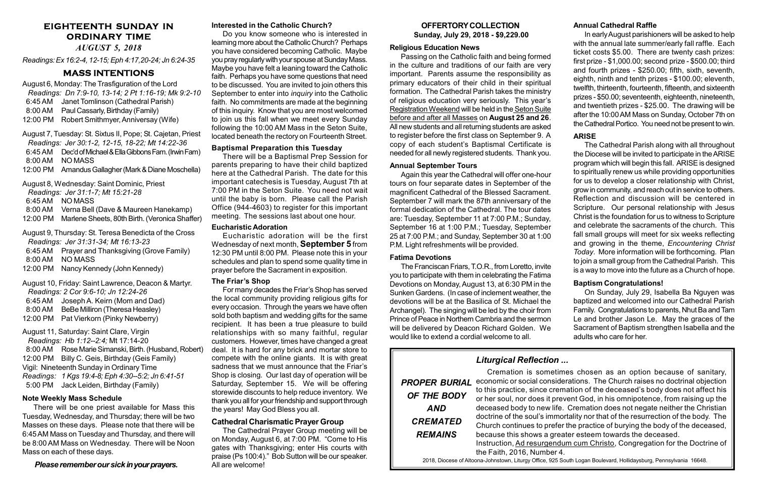# EIGHTEENTH SUNDAY IN ORDINARY TIME

*AUGUST 5, 2018*

*Readings: Ex 16:2-4, 12-15; Eph 4:17,20-24; Jn 6:24-35*

## MASS INTENTIONS

August 6, Monday: The Trasfiguration of the Lord
*Readings: Dn 7:9-10, 13-14; 2 Pt 1:16-19; Mk 9:2-10*
6:45 AM Janet Tomlinson (Cathedral Parish)
8:00 AM Paul Cassarly, Birthday (Family)
12:00 PM Robert Smithmyer, Anniversay (Wife)

August 7, Tuesday: St. Sixtus II, Pope; St. Cajetan, Priest
*Readings: Jer 30:1-2, 12-15, 18-22; Mt 14:22-36*
6:45 AM Dec'd of Michael & Ella Gibbons Fam. (Irwin Fam)
8:00 AM NO MASS
12:00 PM Amandus Gallagher (Mark & Diane Moschella)

August 8, Wednesday: Saint Dominic, Priest
*Readings: Jer 31:1-7; Mt 15:21-28*
6:45 AM NO MASS
8:00 AM Verna Bell (Dave & Maureen Hanekamp)
12:00 PM Marlene Sheets, 80th Birth. (Veronica Shaffer)

August 9, Thursday: St. Teresa Benedicta of the Cross
*Readings: Jer 31:31-34; Mt 16:13-23*
6:45 AM Prayer and Thanksgiving (Grove Family)
8:00 AM NO MASS
12:00 PM Nancy Kennedy (John Kennedy)

August 10, Friday: Saint Lawrence, Deacon & Martyr.
*Readings: 2 Cor 9:6-10; Jn 12:24-26*
6:45 AM Joseph A. Keirn (Mom and Dad)
8:00 AM BeBe Milliron (Theresa Heasley)
12:00 PM Pat Vierkorn (Pinky Newberry)

August 11, Saturday: Saint Clare, Virgin
*Readings: Hb 1:12--2:4;* Mt 17:14-20
8:00 AM Rose Marie Simanski, Birth. (Husband, Robert)
12:00 PM Billy C. Geis, Birthday (Geis Family)
Vigil: Nineteenth Sunday in Ordinary Time
*Readings: 1 Kgs 19:4-8; Eph 4:30--5:2; Jn 6:41-51*
5:00 PM Jack Leiden, Birthday (Family)

### Note Weekly Mass Schedule

There will be one priest available for Mass this Tuesday, Wednesday, and Thursday; there will be two Masses on these days. Please note that there will be 6:45 AM Mass on Tuesday and Thursday, and there will be 8:00 AM Mass on Wednesday. There will be Noon Mass on each of these days.

***Please remember our sick in your prayers.***

### Interested in the Catholic Church?

Do you know someone who is interested in learning more about the Catholic Church? Perhaps you have considered becoming Catholic. Maybe you pray regularly with your spouse at Sunday Mass. Maybe you have felt a leaning toward the Catholic faith. Perhaps you have some questions that need to be discussed. You are invited to join others this September to enter into *inquiry* into the Catholic faith. No commitments are made at the beginning of this inquiry. Know that you are most welcomed to join us this fall when we meet every Sunday following the 10:00 AM Mass in the Seton Suite, located beneath the rectory on Fourteenth Street.

### Baptismal Preparation this Tuesday

There will be a Baptismal Prep Session for parents preparing to have their child baptized here at the Cathedral Parish. The date for this important catechesis is Tuesday, August 7th at 7:00 PM in the Seton Suite. You need not wait until the baby is born. Please call the Parish Office (944-4603) to register for this important meeting. The sessions last about one hour.

### Eucharistic Adoration

Eucharistic adoration will be the first Wednesday of next month, **September 5** from 12:30 PM until 8:00 PM. Please note this in your schedules and plan to spend some quality time in prayer before the Sacrament in exposition.

### The Friar's Shop

For many decades the Friar's Shop has served the local community providing religious gifts for every occasion. Through the years we have often sold both baptism and wedding gifts for the same recipient. It has been a true pleasure to build relationships with so many faithful, regular customers. However, times have changed a great deal. It is hard for any brick and mortar store to compete with the online giants. It is with great sadness that we must announce that the Friar's Shop is closing. Our last day of operation will be Saturday, September 15. We will be offering storewide discounts to help reduce inventory. We thank you all for your friendship and support through the years! May God Bless you all.

### Cathedral Charismatic Prayer Group

The Cathedral Prayer Group meeting will be on Monday, August 6, at 7:00 PM. "Come to His gates with Thanksgiving; enter His courts with praise (Ps 100:4)." Bob Sutton will be our speaker. All are welcome!

### OFFERTORY COLLECTION
**Sunday, July 29, 2018 - $9,229.00**

### Religious Education News

Passing on the Catholic faith and being formed in the culture and traditions of our faith are very important. Parents assume the responsibility as primary educators of their child in their spiritual formation. The Cathedral Parish takes the ministry of religious education very seriously. This year's Registration Weekend will be held in the Seton Suite before and after all Masses on **August 25 and 26**. All new students and all returning students are asked to register before the first class on September 9. A copy of each student's Baptismal Certificate is needed for all newly registered students. Thank you.

### Annual September Tours

Again this year the Cathedral will offer one-hour tours on four separate dates in September of the magnificent Cathedral of the Blessed Sacrament. September 7 will mark the 87th anniversary of the formal dedication of the Cathedral. The tour dates are: Tuesday, September 11 at 7:00 P.M.; Sunday, September 16 at 1:00 P.M.; Tuesday, September 25 at 7:00 P.M.; and Sunday, September 30 at 1:00 P.M. Light refreshments will be provided.

### Fatima Devotions

The Franciscan Friars, T.O.R., from Loretto, invite you to participate with them in celebrating the Fatima Devotions on Monday, August 13, at 6:30 PM in the Sunken Gardens. (In case of inclement weather, the devotions will be at the Basilica of St. Michael the Archangel). The singing will be led by the choir from Prince of Peace in Northern Cambria and the sermon will be delivered by Deacon Richard Golden. We would like to extend a cordial welcome to all.

### Annual Cathedral Raffle

In early August parishioners will be asked to help with the annual late summer/early fall raffle. Each ticket costs $5.00. There are twenty cash prizes: first prize - $1,000.00; second prize - $500.00; third and fourth prizes - $250.00; fifth, sixth, seventh, eighth, ninth and tenth prizes - $100.00; eleventh, twelfth, thirteenth, fourteenth, fifteenth, and sixteenth prizes - $50.00; seventeenth, eighteenth, nineteenth, and twentieth prizes - $25.00. The drawing will be after the 10:00 AM Mass on Sunday, October 7th on the Cathedral Portico. You need not be present to win.

### ARISE

The Cathedral Parish along with all throughout the Diocese will be invited to participate in the ARISE program which will begin this fall. ARISE is designed to spiritually renew us while providing opportunities for us to develop a closer relationship with Christ, grow in community, and reach out in service to others. Reflection and discussion will be centered in Scripture. Our personal relationship with Jesus Christ is the foundation for us to witness to Scripture and celebrate the sacraments of the church. This fall small groups will meet for six weeks reflecting and growing in the theme, *Encountering Christ Today*. More information will be forthcoming. Plan to join a small group from the Cathedral Parish. This is a way to move into the future as a Church of hope.

### Baptism Congratulations!

On Sunday, July 29, Isabella Ba Nguyen was baptized and welcomed into our Cathedral Parish Family. Congratulations to parents, Nhut Ba and Tam Le and brother Jason Le. May the graces of the Sacrament of Baptism strengthen Isabella and the adults who care for her.

## *Liturgical Reflection ...*

***PROPER BURIAL OF THE BODY AND CREMATED REMAINS***

Cremation is sometimes chosen as an option because of sanitary, economic or social considerations. The Church raises no doctrinal objection to this practice, since cremation of the deceased's body does not affect his or her soul, nor does it prevent God, in his omnipotence, from raising up the deceased body to new life. Cremation does not negate neither the Christian doctrine of the soul's immortality nor that of the resurrection of the body. The Church continues to prefer the practice of burying the body of the deceased, because this shows a greater esteem towards the deceased.
Instruction, Ad resurgendum cum Christo, Congregation for the Doctrine of the Faith, 2016, Number 4.

2018, Diocese of Altoona-Johnstown, Liturgy Office, 925 South Logan Boulevard, Hollidaysburg, Pennsylvania 16648.